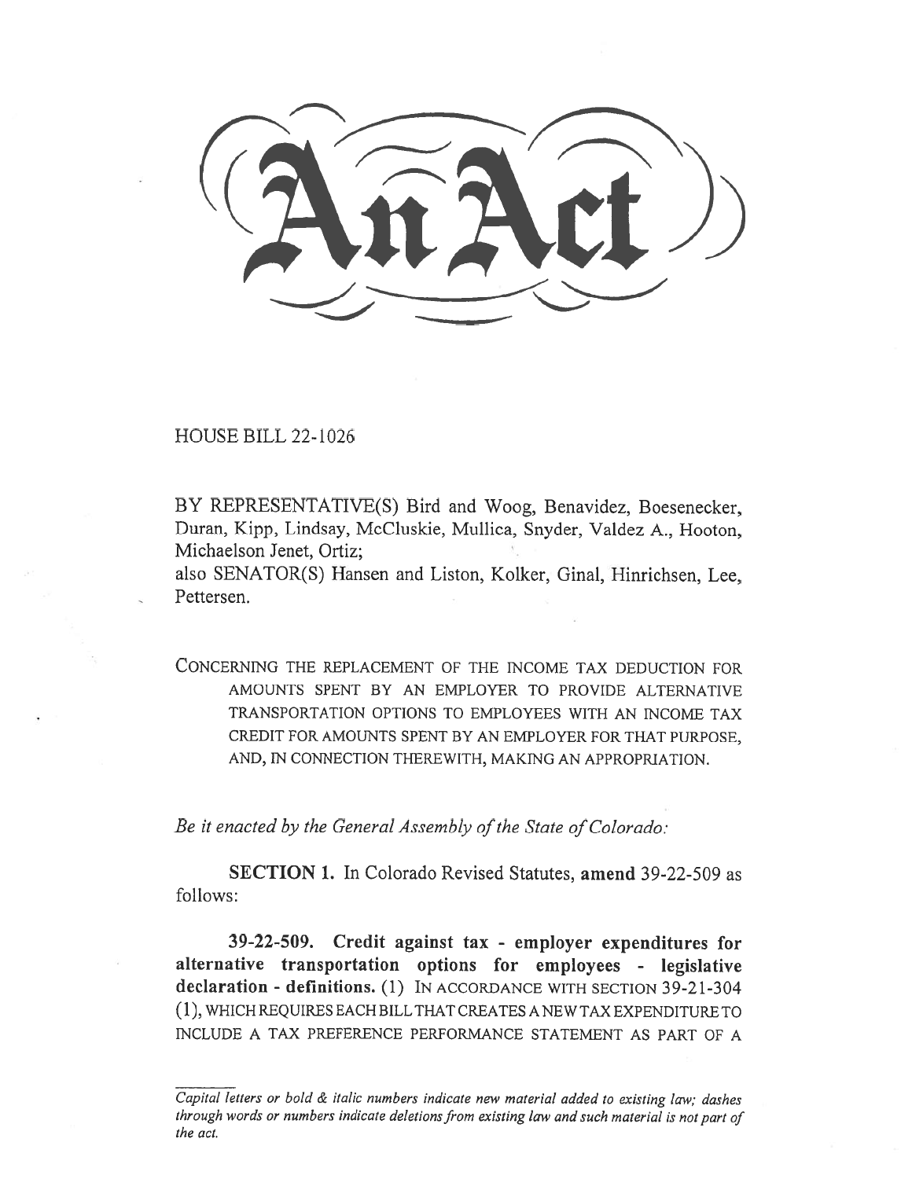# An Act

HOUSE BILL 22-1026

BY REPRESENTATIVE(S) Bird and Woog, Benavidez, Boesenecker, Duran, Kipp, Lindsay, McCluskie, Mullica, Snyder, Valdez A., Hooton, Michaelson Jenet, Ortiz;
also SENATOR(S) Hansen and Liston, Kolker, Ginal, Hinrichsen, Lee, Pettersen.

CONCERNING THE REPLACEMENT OF THE INCOME TAX DEDUCTION FOR AMOUNTS SPENT BY AN EMPLOYER TO PROVIDE ALTERNATIVE TRANSPORTATION OPTIONS TO EMPLOYEES WITH AN INCOME TAX CREDIT FOR AMOUNTS SPENT BY AN EMPLOYER FOR THAT PURPOSE, AND, IN CONNECTION THEREWITH, MAKING AN APPROPRIATION.

*Be it enacted by the General Assembly of the State of Colorado:*

**SECTION 1.** In Colorado Revised Statutes, **amend** 39-22-509 as follows:

**39-22-509. Credit against tax - employer expenditures for alternative transportation options for employees - legislative declaration - definitions.** (1) IN ACCORDANCE WITH SECTION 39-21-304 (1), WHICH REQUIRES EACH BILL THAT CREATES A NEW TAX EXPENDITURE TO INCLUDE A TAX PREFERENCE PERFORMANCE STATEMENT AS PART OF A

*Capital letters or bold & italic numbers indicate new material added to existing law; dashes through words or numbers indicate deletions from existing law and such material is not part of the act.*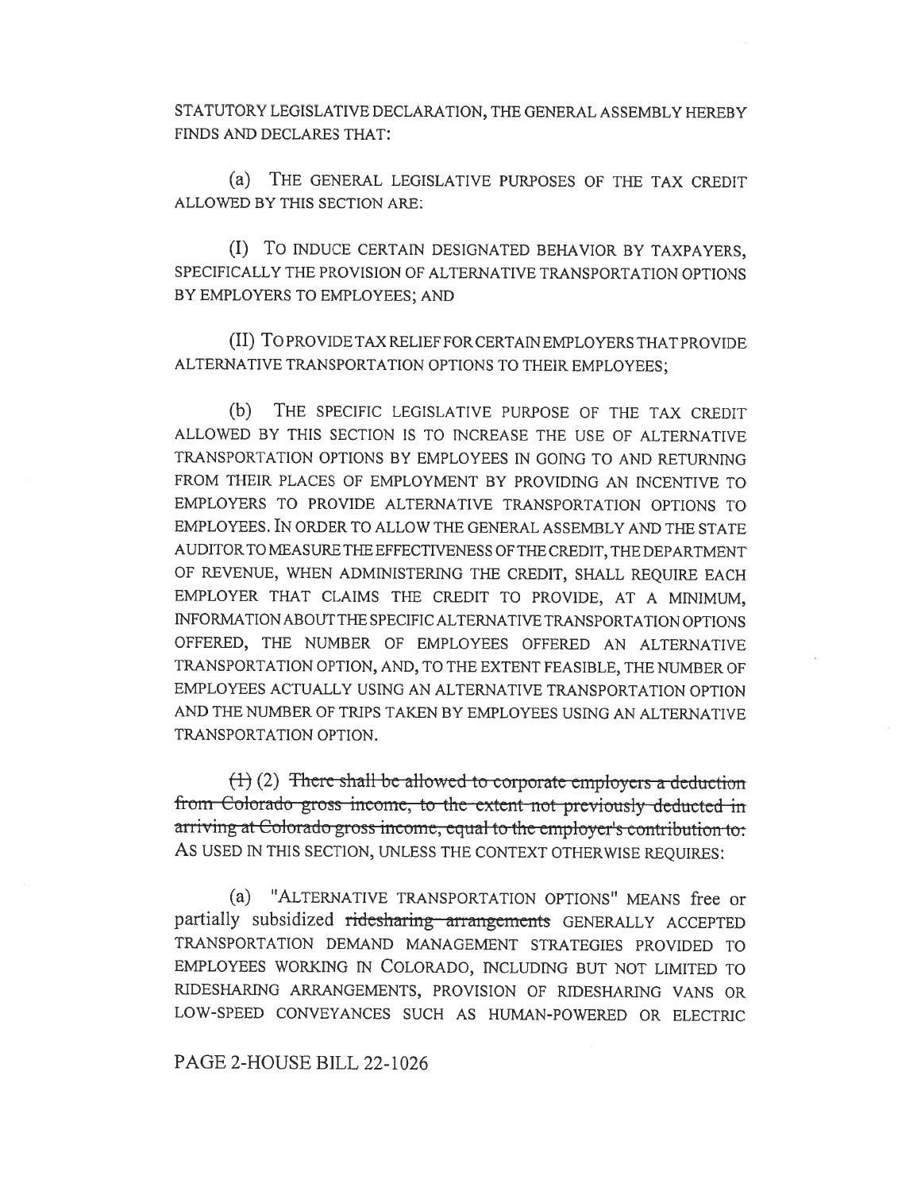STATUTORY LEGISLATIVE DECLARATION, THE GENERAL ASSEMBLY HEREBY FINDS AND DECLARES THAT:

(a) THE GENERAL LEGISLATIVE PURPOSES OF THE TAX CREDIT ALLOWED BY THIS SECTION ARE:

(I) TO INDUCE CERTAIN DESIGNATED BEHAVIOR BY TAXPAYERS, SPECIFICALLY THE PROVISION OF ALTERNATIVE TRANSPORTATION OPTIONS BY EMPLOYERS TO EMPLOYEES; AND

(II) TO PROVIDE TAX RELIEF FOR CERTAIN EMPLOYERS THAT PROVIDE ALTERNATIVE TRANSPORTATION OPTIONS TO THEIR EMPLOYEES;

(b) THE SPECIFIC LEGISLATIVE PURPOSE OF THE TAX CREDIT ALLOWED BY THIS SECTION IS TO INCREASE THE USE OF ALTERNATIVE TRANSPORTATION OPTIONS BY EMPLOYEES IN GOING TO AND RETURNING FROM THEIR PLACES OF EMPLOYMENT BY PROVIDING AN INCENTIVE TO EMPLOYERS TO PROVIDE ALTERNATIVE TRANSPORTATION OPTIONS TO EMPLOYEES. IN ORDER TO ALLOW THE GENERAL ASSEMBLY AND THE STATE AUDITOR TO MEASURE THE EFFECTIVENESS OF THE CREDIT, THE DEPARTMENT OF REVENUE, WHEN ADMINISTERING THE CREDIT, SHALL REQUIRE EACH EMPLOYER THAT CLAIMS THE CREDIT TO PROVIDE, AT A MINIMUM, INFORMATION ABOUT THE SPECIFIC ALTERNATIVE TRANSPORTATION OPTIONS OFFERED, THE NUMBER OF EMPLOYEES OFFERED AN ALTERNATIVE TRANSPORTATION OPTION, AND, TO THE EXTENT FEASIBLE, THE NUMBER OF EMPLOYEES ACTUALLY USING AN ALTERNATIVE TRANSPORTATION OPTION AND THE NUMBER OF TRIPS TAKEN BY EMPLOYEES USING AN ALTERNATIVE TRANSPORTATION OPTION.

~~(1)~~ (2) ~~There shall be allowed to corporate employers a deduction from Colorado gross income, to the extent not previously deducted in arriving at Colorado gross income, equal to the employer's contribution to:~~ AS USED IN THIS SECTION, UNLESS THE CONTEXT OTHERWISE REQUIRES:

(a) "ALTERNATIVE TRANSPORTATION OPTIONS" MEANS free or partially subsidized ~~ridesharing arrangements~~ GENERALLY ACCEPTED TRANSPORTATION DEMAND MANAGEMENT STRATEGIES PROVIDED TO EMPLOYEES WORKING IN COLORADO, INCLUDING BUT NOT LIMITED TO RIDESHARING ARRANGEMENTS, PROVISION OF RIDESHARING VANS OR LOW-SPEED CONVEYANCES SUCH AS HUMAN-POWERED OR ELECTRIC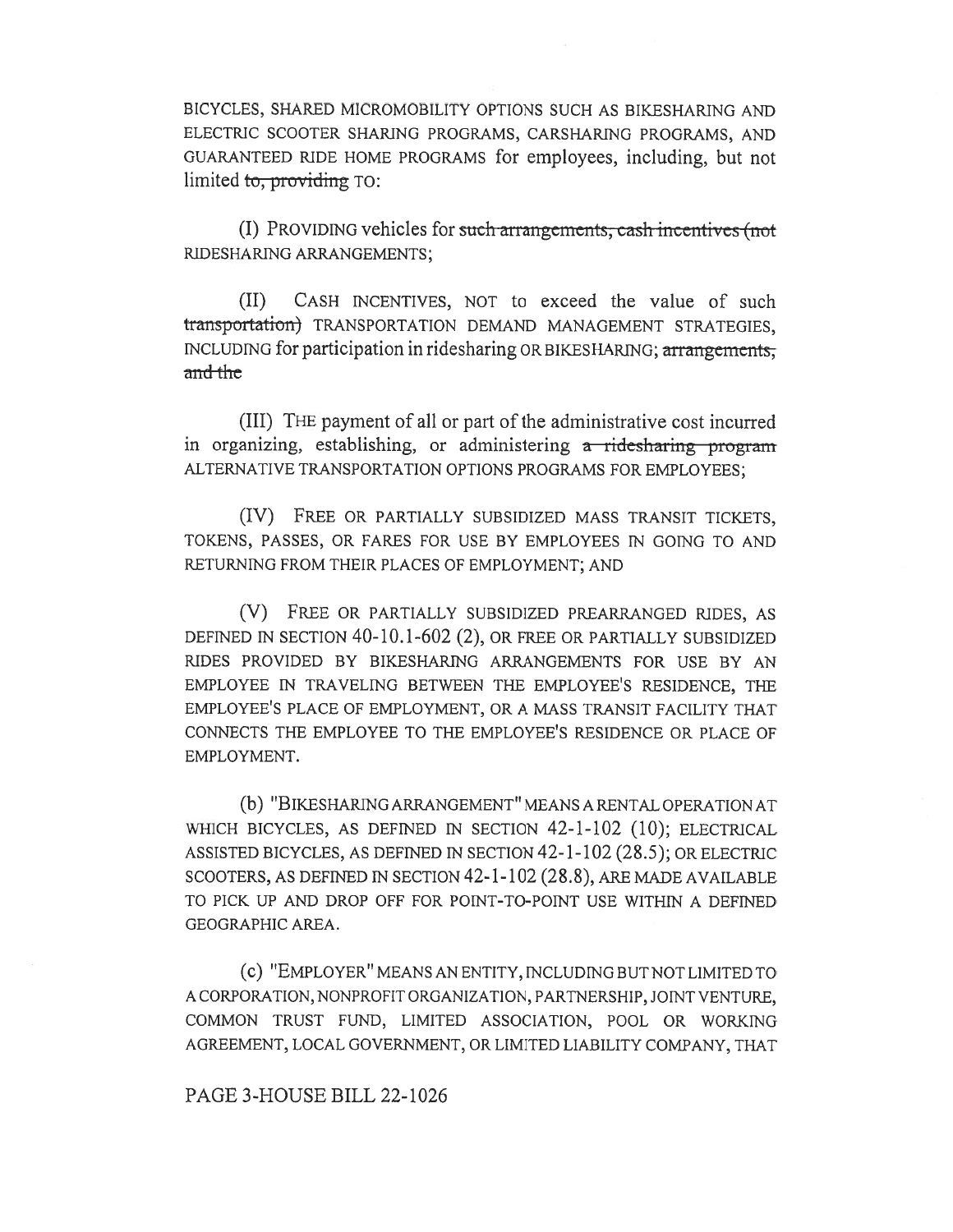BICYCLES, SHARED MICROMOBILITY OPTIONS SUCH AS BIKESHARING AND ELECTRIC SCOOTER SHARING PROGRAMS, CARSHARING PROGRAMS, AND GUARANTEED RIDE HOME PROGRAMS for employees, including, but not limited ~~to, providing~~ TO:

(I) PROVIDING vehicles for ~~such arrangements, cash incentives (not~~ RIDESHARING ARRANGEMENTS;

(II) CASH INCENTIVES, NOT to exceed the value of such ~~transportation)~~ TRANSPORTATION DEMAND MANAGEMENT STRATEGIES, INCLUDING for participation in ridesharing OR BIKESHARING; ~~arrangements, and the~~

(III) THE payment of all or part of the administrative cost incurred in organizing, establishing, or administering ~~a ridesharing program~~ ALTERNATIVE TRANSPORTATION OPTIONS PROGRAMS FOR EMPLOYEES;

(IV) FREE OR PARTIALLY SUBSIDIZED MASS TRANSIT TICKETS, TOKENS, PASSES, OR FARES FOR USE BY EMPLOYEES IN GOING TO AND RETURNING FROM THEIR PLACES OF EMPLOYMENT; AND

(V) FREE OR PARTIALLY SUBSIDIZED PREARRANGED RIDES, AS DEFINED IN SECTION 40-10.1-602 (2), OR FREE OR PARTIALLY SUBSIDIZED RIDES PROVIDED BY BIKESHARING ARRANGEMENTS FOR USE BY AN EMPLOYEE IN TRAVELING BETWEEN THE EMPLOYEE'S RESIDENCE, THE EMPLOYEE'S PLACE OF EMPLOYMENT, OR A MASS TRANSIT FACILITY THAT CONNECTS THE EMPLOYEE TO THE EMPLOYEE'S RESIDENCE OR PLACE OF EMPLOYMENT.

(b) "BIKESHARING ARRANGEMENT" MEANS A RENTAL OPERATION AT WHICH BICYCLES, AS DEFINED IN SECTION 42-1-102 (10); ELECTRICAL ASSISTED BICYCLES, AS DEFINED IN SECTION 42-1-102 (28.5); OR ELECTRIC SCOOTERS, AS DEFINED IN SECTION 42-1-102 (28.8), ARE MADE AVAILABLE TO PICK UP AND DROP OFF FOR POINT-TO-POINT USE WITHIN A DEFINED GEOGRAPHIC AREA.

(c) "EMPLOYER" MEANS AN ENTITY, INCLUDING BUT NOT LIMITED TO A CORPORATION, NONPROFIT ORGANIZATION, PARTNERSHIP, JOINT VENTURE, COMMON TRUST FUND, LIMITED ASSOCIATION, POOL OR WORKING AGREEMENT, LOCAL GOVERNMENT, OR LIMITED LIABILITY COMPANY, THAT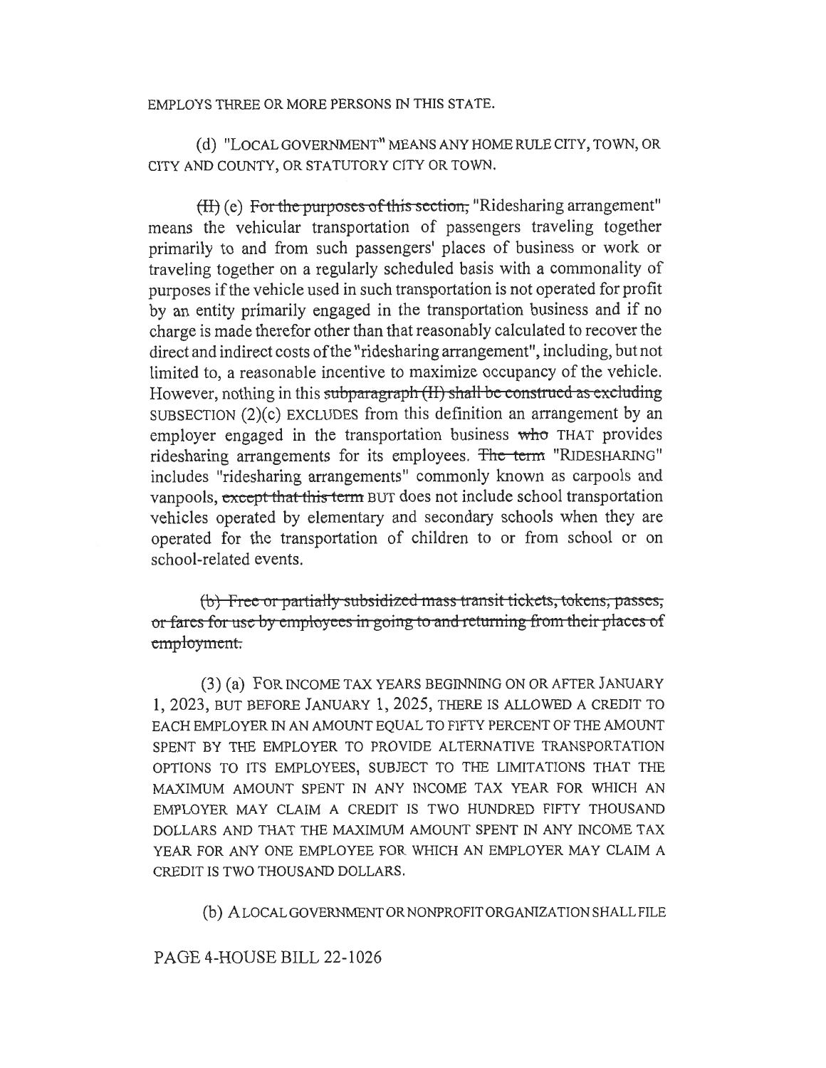EMPLOYS THREE OR MORE PERSONS IN THIS STATE.

(d) "LOCAL GOVERNMENT" MEANS ANY HOME RULE CITY, TOWN, OR CITY AND COUNTY, OR STATUTORY CITY OR TOWN.

~~(II)~~ (e) ~~For the purposes of this section,~~ "Ridesharing arrangement" means the vehicular transportation of passengers traveling together primarily to and from such passengers' places of business or work or traveling together on a regularly scheduled basis with a commonality of purposes if the vehicle used in such transportation is not operated for profit by an entity primarily engaged in the transportation business and if no charge is made therefor other than that reasonably calculated to recover the direct and indirect costs of the "ridesharing arrangement", including, but not limited to, a reasonable incentive to maximize occupancy of the vehicle. However, nothing in this ~~subparagraph (II) shall be construed as excluding~~ SUBSECTION (2)(c) EXCLUDES from this definition an arrangement by an employer engaged in the transportation business ~~who~~ THAT provides ridesharing arrangements for its employees. ~~The term~~ "RIDESHARING" includes "ridesharing arrangements" commonly known as carpools and vanpools, ~~except that this term~~ BUT does not include school transportation vehicles operated by elementary and secondary schools when they are operated for the transportation of children to or from school or on school-related events.

~~(b) Free or partially subsidized mass transit tickets, tokens, passes, or fares for use by employees in going to and returning from their places of employment.~~

(3) (a) FOR INCOME TAX YEARS BEGINNING ON OR AFTER JANUARY 1, 2023, BUT BEFORE JANUARY 1, 2025, THERE IS ALLOWED A CREDIT TO EACH EMPLOYER IN AN AMOUNT EQUAL TO FIFTY PERCENT OF THE AMOUNT SPENT BY THE EMPLOYER TO PROVIDE ALTERNATIVE TRANSPORTATION OPTIONS TO ITS EMPLOYEES, SUBJECT TO THE LIMITATIONS THAT THE MAXIMUM AMOUNT SPENT IN ANY INCOME TAX YEAR FOR WHICH AN EMPLOYER MAY CLAIM A CREDIT IS TWO HUNDRED FIFTY THOUSAND DOLLARS AND THAT THE MAXIMUM AMOUNT SPENT IN ANY INCOME TAX YEAR FOR ANY ONE EMPLOYEE FOR WHICH AN EMPLOYER MAY CLAIM A CREDIT IS TWO THOUSAND DOLLARS.

(b) A LOCAL GOVERNMENT OR NONPROFIT ORGANIZATION SHALL FILE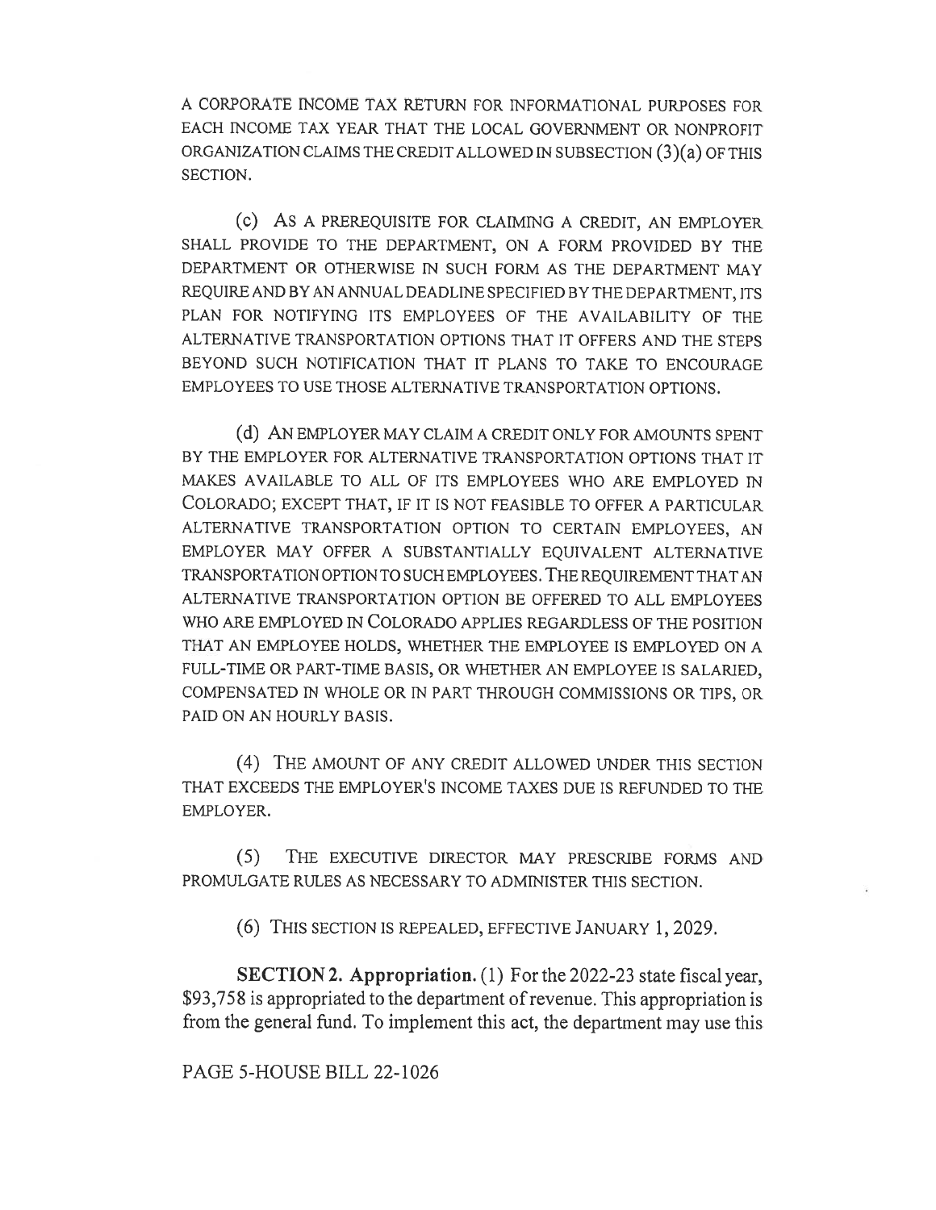A CORPORATE INCOME TAX RETURN FOR INFORMATIONAL PURPOSES FOR EACH INCOME TAX YEAR THAT THE LOCAL GOVERNMENT OR NONPROFIT ORGANIZATION CLAIMS THE CREDIT ALLOWED IN SUBSECTION (3)(a) OF THIS SECTION.

(c) AS A PREREQUISITE FOR CLAIMING A CREDIT, AN EMPLOYER SHALL PROVIDE TO THE DEPARTMENT, ON A FORM PROVIDED BY THE DEPARTMENT OR OTHERWISE IN SUCH FORM AS THE DEPARTMENT MAY REQUIRE AND BY AN ANNUAL DEADLINE SPECIFIED BY THE DEPARTMENT, ITS PLAN FOR NOTIFYING ITS EMPLOYEES OF THE AVAILABILITY OF THE ALTERNATIVE TRANSPORTATION OPTIONS THAT IT OFFERS AND THE STEPS BEYOND SUCH NOTIFICATION THAT IT PLANS TO TAKE TO ENCOURAGE EMPLOYEES TO USE THOSE ALTERNATIVE TRANSPORTATION OPTIONS.

(d) AN EMPLOYER MAY CLAIM A CREDIT ONLY FOR AMOUNTS SPENT BY THE EMPLOYER FOR ALTERNATIVE TRANSPORTATION OPTIONS THAT IT MAKES AVAILABLE TO ALL OF ITS EMPLOYEES WHO ARE EMPLOYED IN COLORADO; EXCEPT THAT, IF IT IS NOT FEASIBLE TO OFFER A PARTICULAR ALTERNATIVE TRANSPORTATION OPTION TO CERTAIN EMPLOYEES, AN EMPLOYER MAY OFFER A SUBSTANTIALLY EQUIVALENT ALTERNATIVE TRANSPORTATION OPTION TO SUCH EMPLOYEES. THE REQUIREMENT THAT AN ALTERNATIVE TRANSPORTATION OPTION BE OFFERED TO ALL EMPLOYEES WHO ARE EMPLOYED IN COLORADO APPLIES REGARDLESS OF THE POSITION THAT AN EMPLOYEE HOLDS, WHETHER THE EMPLOYEE IS EMPLOYED ON A FULL-TIME OR PART-TIME BASIS, OR WHETHER AN EMPLOYEE IS SALARIED, COMPENSATED IN WHOLE OR IN PART THROUGH COMMISSIONS OR TIPS, OR PAID ON AN HOURLY BASIS.

(4) THE AMOUNT OF ANY CREDIT ALLOWED UNDER THIS SECTION THAT EXCEEDS THE EMPLOYER'S INCOME TAXES DUE IS REFUNDED TO THE EMPLOYER.

(5) THE EXECUTIVE DIRECTOR MAY PRESCRIBE FORMS AND PROMULGATE RULES AS NECESSARY TO ADMINISTER THIS SECTION.

(6) THIS SECTION IS REPEALED, EFFECTIVE JANUARY 1, 2029.

**SECTION 2. Appropriation.** (1) For the 2022-23 state fiscal year, $93,758 is appropriated to the department of revenue. This appropriation is from the general fund. To implement this act, the department may use this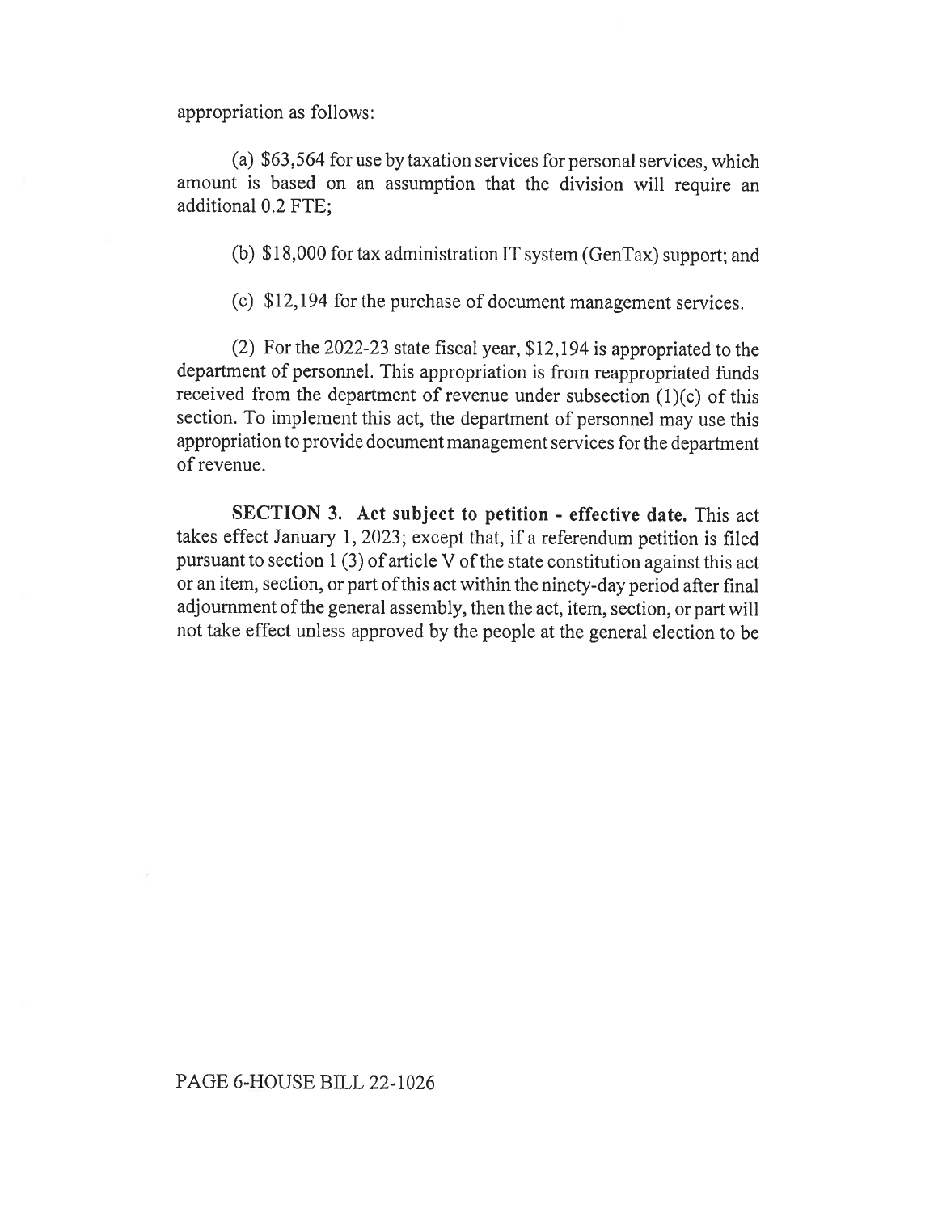appropriation as follows:

(a) $63,564 for use by taxation services for personal services, which amount is based on an assumption that the division will require an additional 0.2 FTE;

(b) $18,000 for tax administration IT system (GenTax) support; and

(c) $12,194 for the purchase of document management services.

(2) For the 2022-23 state fiscal year, $12,194 is appropriated to the department of personnel. This appropriation is from reappropriated funds received from the department of revenue under subsection (1)(c) of this section. To implement this act, the department of personnel may use this appropriation to provide document management services for the department of revenue.

**SECTION 3. Act subject to petition - effective date.** This act takes effect January 1, 2023; except that, if a referendum petition is filed pursuant to section 1 (3) of article V of the state constitution against this act or an item, section, or part of this act within the ninety-day period after final adjournment of the general assembly, then the act, item, section, or part will not take effect unless approved by the people at the general election to be

PAGE 6-HOUSE BILL 22-1026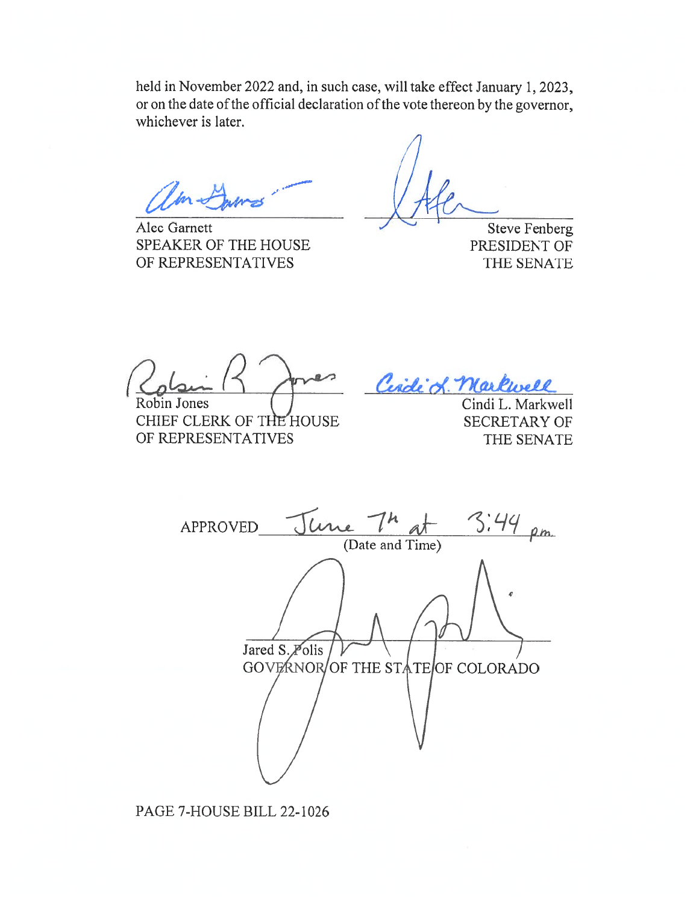held in November 2022 and, in such case, will take effect January 1, 2023, or on the date of the official declaration of the vote thereon by the governor, whichever is later.

Alec Garnett
SPEAKER OF THE HOUSE
OF REPRESENTATIVES

Steve Fenberg
PRESIDENT OF
THE SENATE

Robin Jones
CHIEF CLERK OF THE HOUSE
OF REPRESENTATIVES

Cindi L. Markwell
SECRETARY OF
THE SENATE

APPROVED June 7h at 3:44 pm
(Date and Time)

Jared S. Polis
GOVERNOR OF THE STATE OF COLORADO

PAGE 7-HOUSE BILL 22-1026